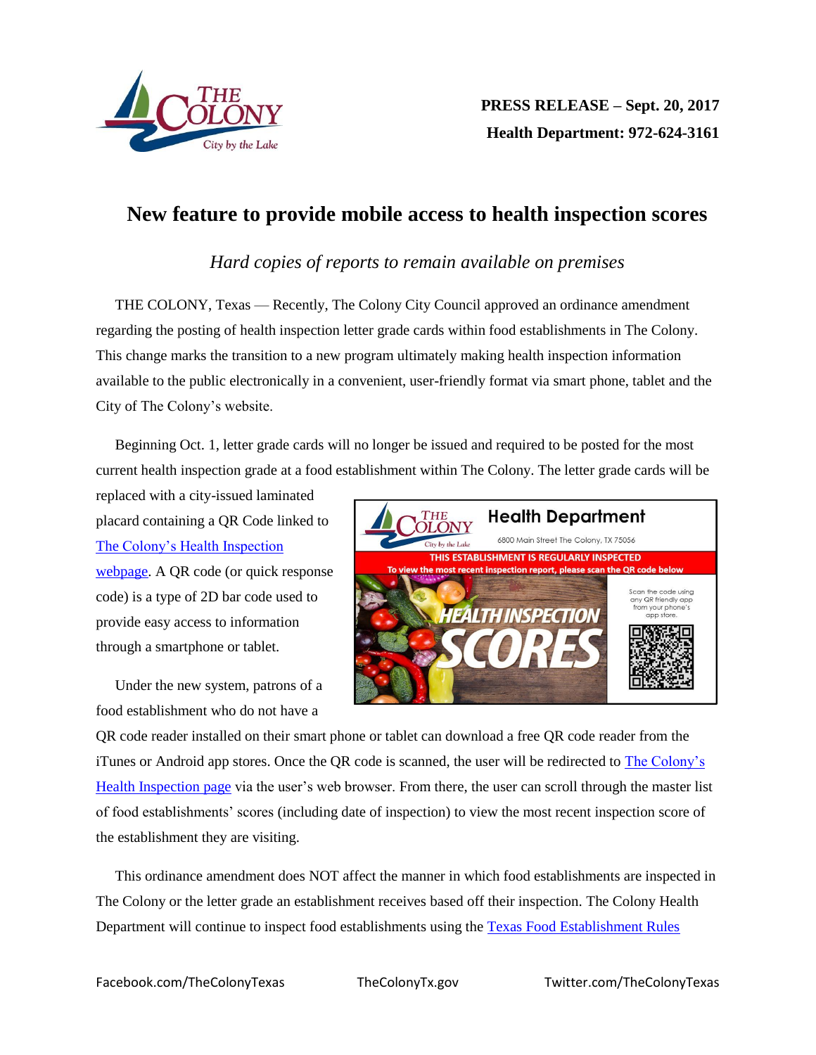**PRESS RELEASE – Sept. 20, 2017**
**Health Department: 972-624-3161**

# New feature to provide mobile access to health inspection scores

*Hard copies of reports to remain available on premises*

THE COLONY, Texas — Recently, The Colony City Council approved an ordinance amendment regarding the posting of health inspection letter grade cards within food establishments in The Colony. This change marks the transition to a new program ultimately making health inspection information available to the public electronically in a convenient, user-friendly format via smart phone, tablet and the City of The Colony's website.

Beginning Oct. 1, letter grade cards will no longer be issued and required to be posted for the most current health inspection grade at a food establishment within The Colony. The letter grade cards will be replaced with a city-issued laminated placard containing a QR Code linked to The Colony's Health Inspection webpage. A QR code (or quick response code) is a type of 2D bar code used to provide easy access to information through a smartphone or tablet.

Under the new system, patrons of a food establishment who do not have a QR code reader installed on their smart phone or tablet can download a free QR code reader from the iTunes or Android app stores. Once the QR code is scanned, the user will be redirected to The Colony's Health Inspection page via the user's web browser. From there, the user can scroll through the master list of food establishments' scores (including date of inspection) to view the most recent inspection score of the establishment they are visiting.

This ordinance amendment does NOT affect the manner in which food establishments are inspected in The Colony or the letter grade an establishment receives based off their inspection. The Colony Health Department will continue to inspect food establishments using the Texas Food Establishment Rules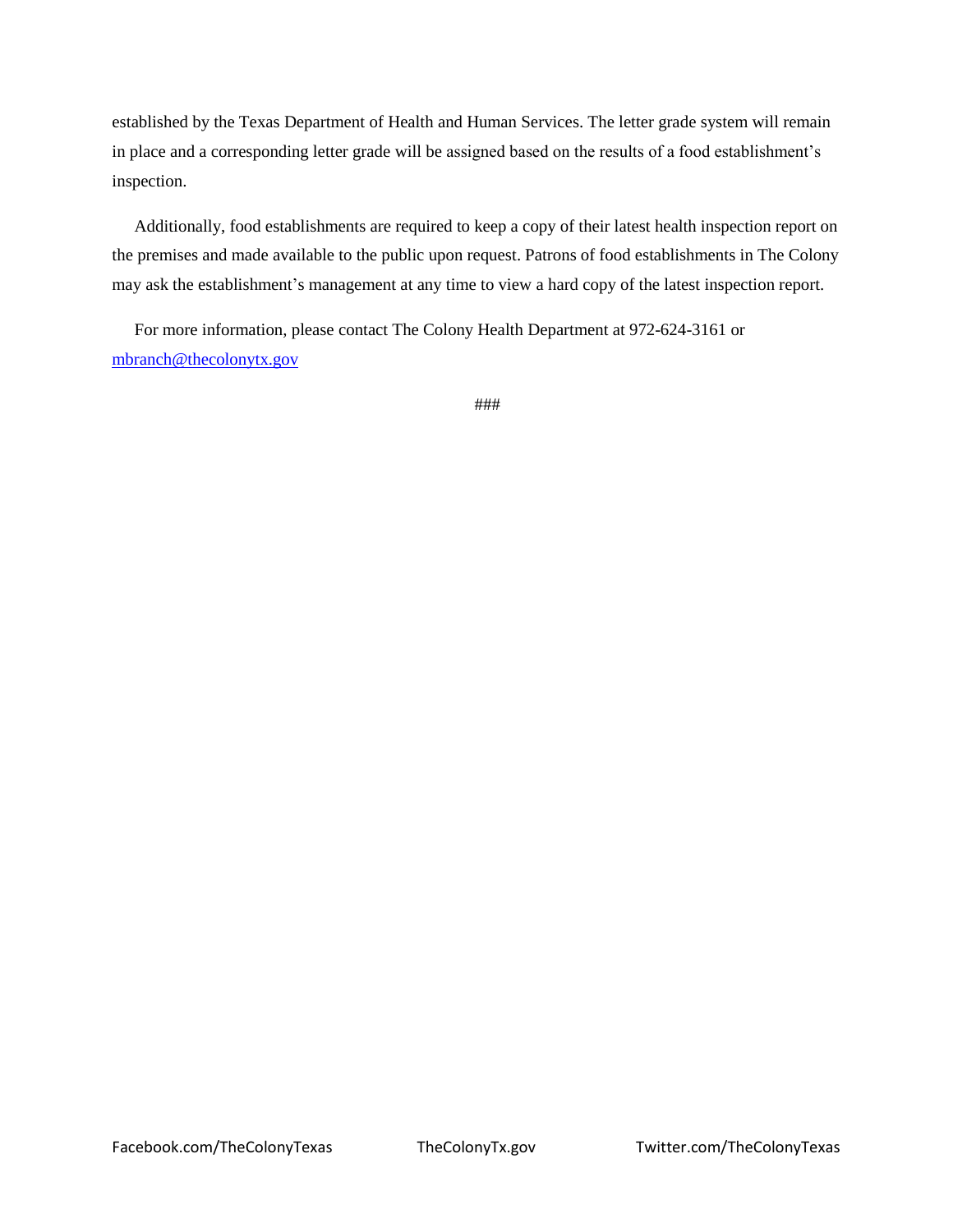established by the Texas Department of Health and Human Services. The letter grade system will remain in place and a corresponding letter grade will be assigned based on the results of a food establishment's inspection.

Additionally, food establishments are required to keep a copy of their latest health inspection report on the premises and made available to the public upon request. Patrons of food establishments in The Colony may ask the establishment's management at any time to view a hard copy of the latest inspection report.

For more information, please contact The Colony Health Department at 972-624-3161 or mbranch@thecolonytx.gov

###

Facebook.com/TheColonyTexas TheColonyTx.gov Twitter.com/TheColonyTexas